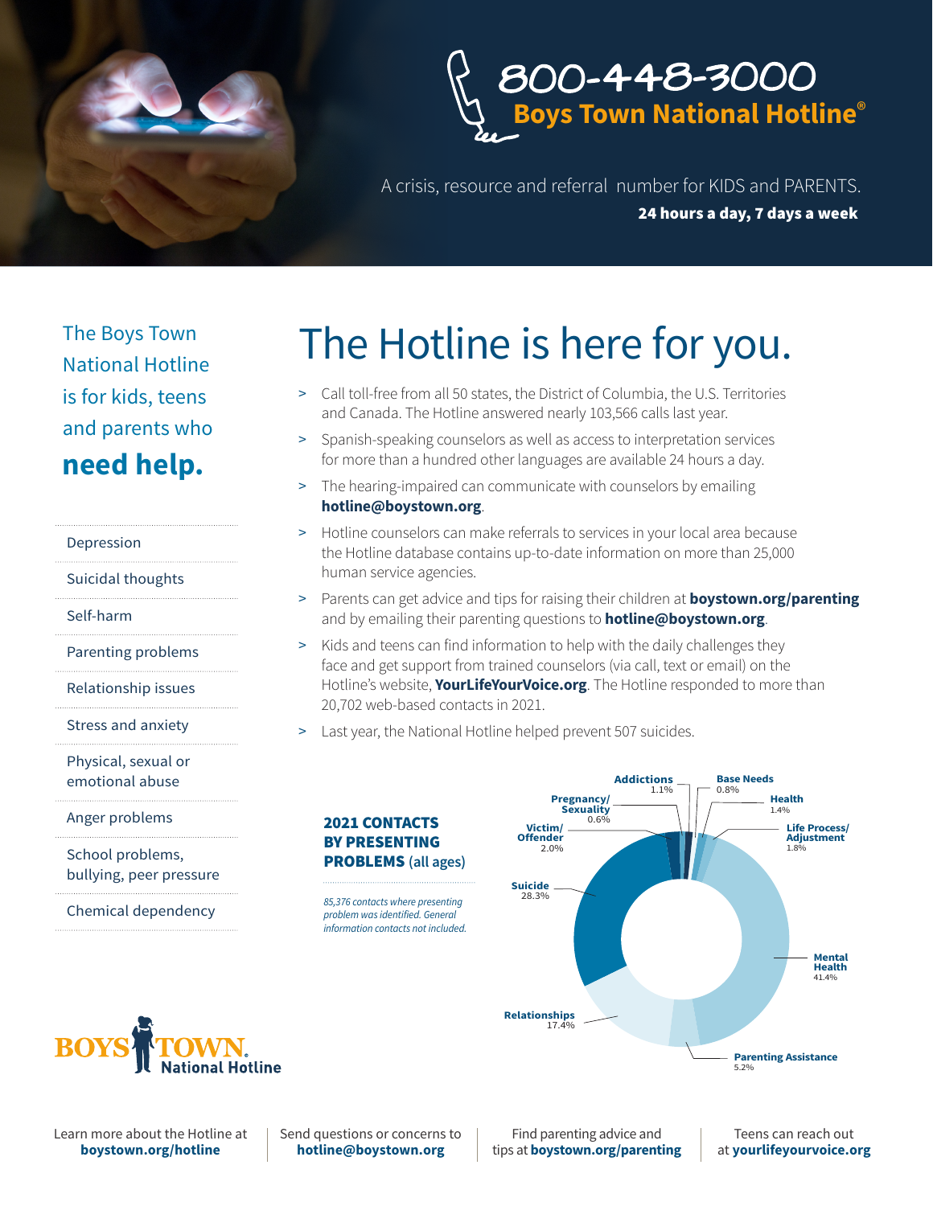# 800-448-3000

## Boys Town National Hotline®

A crisis, resource and referral number for KIDS and PARENTS.

**24 hours a day, 7 days a week**

The Boys Town National Hotline is for kids, teens and parents who **need help.**

- Depression
- Suicidal thoughts
- Self-harm
- Parenting problems
- Relationship issues
- Stress and anxiety
- Physical, sexual or emotional abuse
- Anger problems
- School problems, bullying, peer pressure
- Chemical dependency

# The Hotline is here for you.

> Call toll-free from all 50 states, the District of Columbia, the U.S. Territories and Canada. The Hotline answered nearly 103,566 calls last year.

> Spanish-speaking counselors as well as access to interpretation services for more than a hundred other languages are available 24 hours a day.

> The hearing-impaired can communicate with counselors by emailing **hotline@boystown.org**.

> Hotline counselors can make referrals to services in your local area because the Hotline database contains up-to-date information on more than 25,000 human service agencies.

> Parents can get advice and tips for raising their children at **boystown.org/parenting** and by emailing their parenting questions to **hotline@boystown.org**.

> Kids and teens can find information to help with the daily challenges they face and get support from trained counselors (via call, text or email) on the Hotline's website, **YourLifeYourVoice.org**. The Hotline responded to more than 20,702 web-based contacts in 2021.

> Last year, the National Hotline helped prevent 507 suicides.

**2021 CONTACTS BY PRESENTING PROBLEMS** (all ages)

*85,376 contacts where presenting problem was identified. General information contacts not included.*

| Presenting Problem | Percentage |
|---|---|
| Mental Health | 41.4% |
| Suicide | 28.3% |
| Relationships | 17.4% |
| Parenting Assistance | 5.2% |
| Victim/Offender | 2.0% |
| Life Process/Adjustment | 1.8% |
| Health | 1.4% |
| Addictions | 1.1% |
| Base Needs | 0.8% |
| Pregnancy/Sexuality | 0.6% |

BOYS TOWN. National Hotline

Learn more about the Hotline at **boystown.org/hotline**

Send questions or concerns to **hotline@boystown.org**

Find parenting advice and tips at **boystown.org/parenting**

Teens can reach out at **yourlifeyourvoice.org**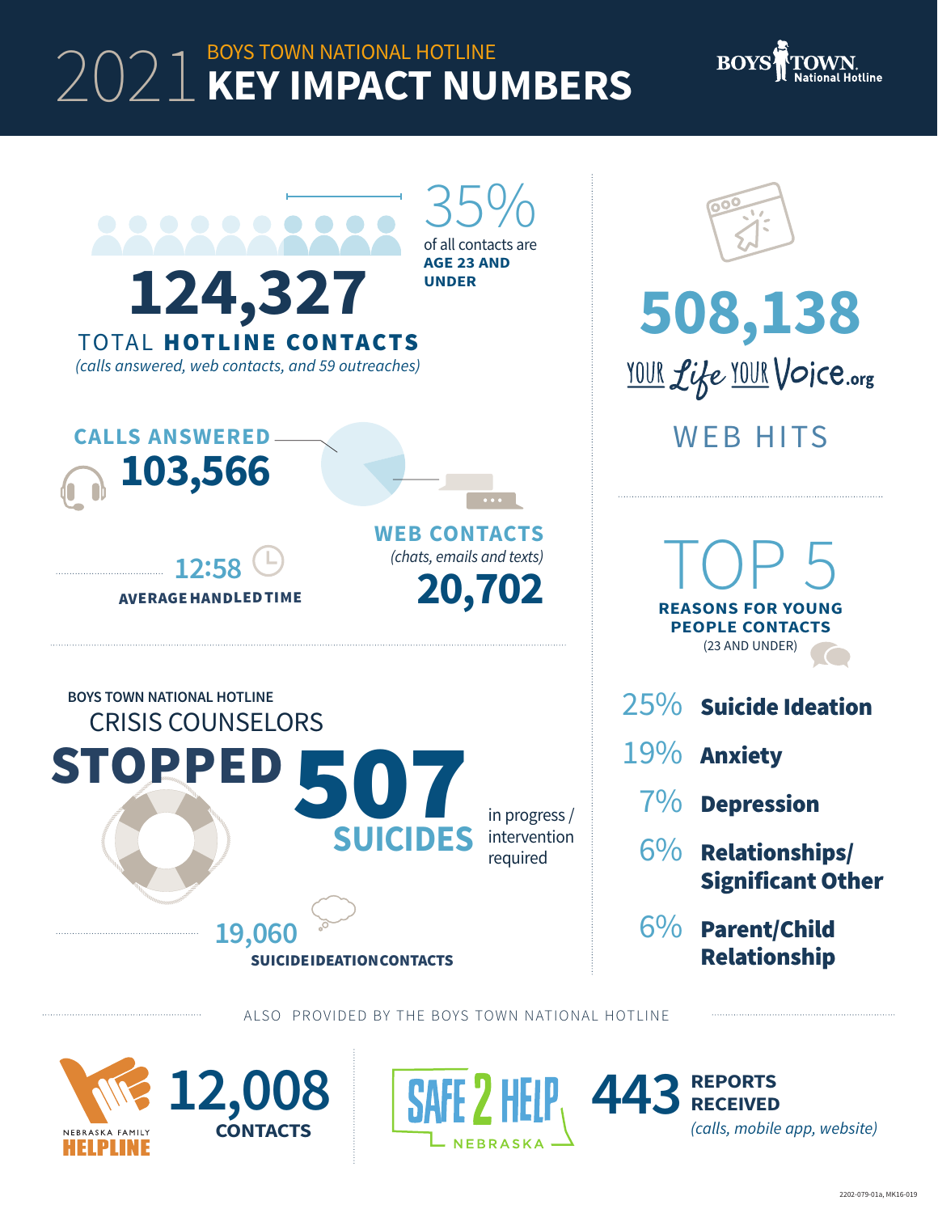# 2021 BOYS TOWN NATIONAL HOTLINE KEY IMPACT NUMBERS

BOYS TOWN National Hotline

**124,327**

TOTAL **HOTLINE CONTACTS**

*(calls answered, web contacts, and 59 outreaches)*

35% of all contacts are **AGE 23 AND UNDER**

**CALLS ANSWERED** **103,566**

12:58 **AVERAGE HANDLED TIME**

**WEB CONTACTS** *(chats, emails and texts)* **20,702**

BOYS TOWN NATIONAL HOTLINE CRISIS COUNSELORS

**STOPPED 507 SUICIDES** in progress / intervention required

19,060 **SUICIDE IDEATION CONTACTS**

**508,138**

YOUR Life YOUR Voice.org

WEB HITS

## TOP 5

**REASONS FOR YOUNG PEOPLE CONTACTS** (23 AND UNDER)

- 25% **Suicide Ideation**
- 19% **Anxiety**
- 7% **Depression**
- 6% **Relationships/ Significant Other**
- 6% **Parent/Child Relationship**

ALSO PROVIDED BY THE BOYS TOWN NATIONAL HOTLINE

NEBRASKA FAMILY HELPLINE **12,008 CONTACTS**

SAFE 2 HELP NEBRASKA **443 REPORTS RECEIVED** *(calls, mobile app, website)*

2202-079-01a, MK16-019